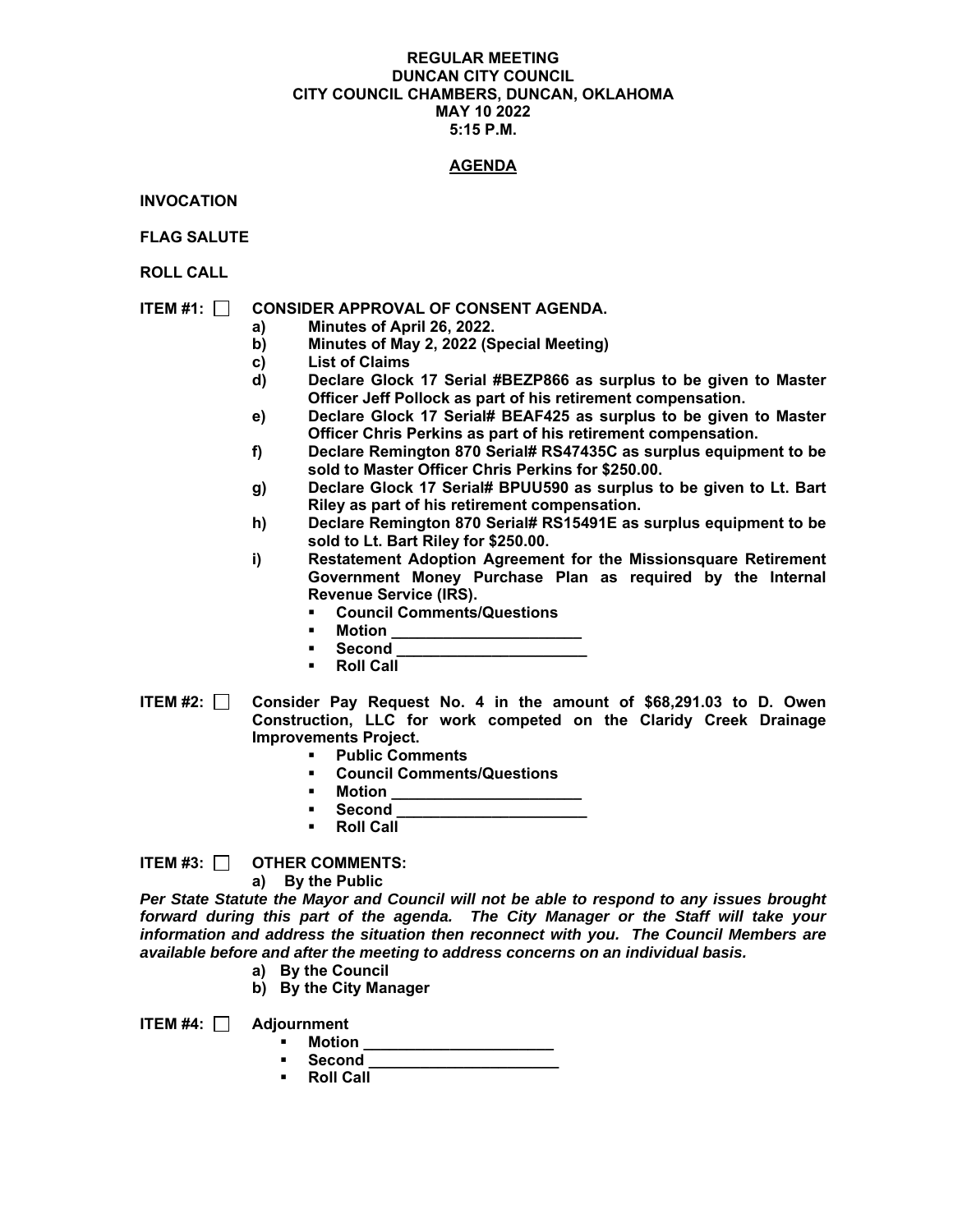**REGULAR MEETING**
**DUNCAN CITY COUNCIL**
**CITY COUNCIL CHAMBERS, DUNCAN, OKLAHOMA**
**MAY 10 2022**
**5:15 P.M.**

## AGENDA

**INVOCATION**

**FLAG SALUTE**

**ROLL CALL**

**ITEM #1: ☐ CONSIDER APPROVAL OF CONSENT AGENDA.**

- **a) Minutes of April 26, 2022.**
- **b) Minutes of May 2, 2022 (Special Meeting)**
- **c) List of Claims**
- **d) Declare Glock 17 Serial #BEZP866 as surplus to be given to Master Officer Jeff Pollock as part of his retirement compensation.**
- **e) Declare Glock 17 Serial# BEAF425 as surplus to be given to Master Officer Chris Perkins as part of his retirement compensation.**
- **f) Declare Remington 870 Serial# RS47435C as surplus equipment to be sold to Master Officer Chris Perkins for $250.00.**
- **g) Declare Glock 17 Serial# BPUU590 as surplus to be given to Lt. Bart Riley as part of his retirement compensation.**
- **h) Declare Remington 870 Serial# RS15491E as surplus equipment to be sold to Lt. Bart Riley for $250.00.**
- **i) Restatement Adoption Agreement for the Missionsquare Retirement Government Money Purchase Plan as required by the Internal Revenue Service (IRS).**
  - **Council Comments/Questions**
  - **Motion ______________________**
  - **Second ______________________**
  - **Roll Call**

**ITEM #2: ☐ Consider Pay Request No. 4 in the amount of $68,291.03 to D. Owen Construction, LLC for work competed on the Claridy Creek Drainage Improvements Project.**

- **Public Comments**
- **Council Comments/Questions**
- **Motion ______________________**
- **Second ______________________**
- **Roll Call**

**ITEM #3: ☐ OTHER COMMENTS:**

**a) By the Public**

***Per State Statute the Mayor and Council will not be able to respond to any issues brought forward during this part of the agenda. The City Manager or the Staff will take your information and address the situation then reconnect with you. The Council Members are available before and after the meeting to address concerns on an individual basis.***

**a) By the Council**

**b) By the City Manager**

**ITEM #4: ☐ Adjournment**

- **Motion ______________________**
- **Second ______________________**
- **Roll Call**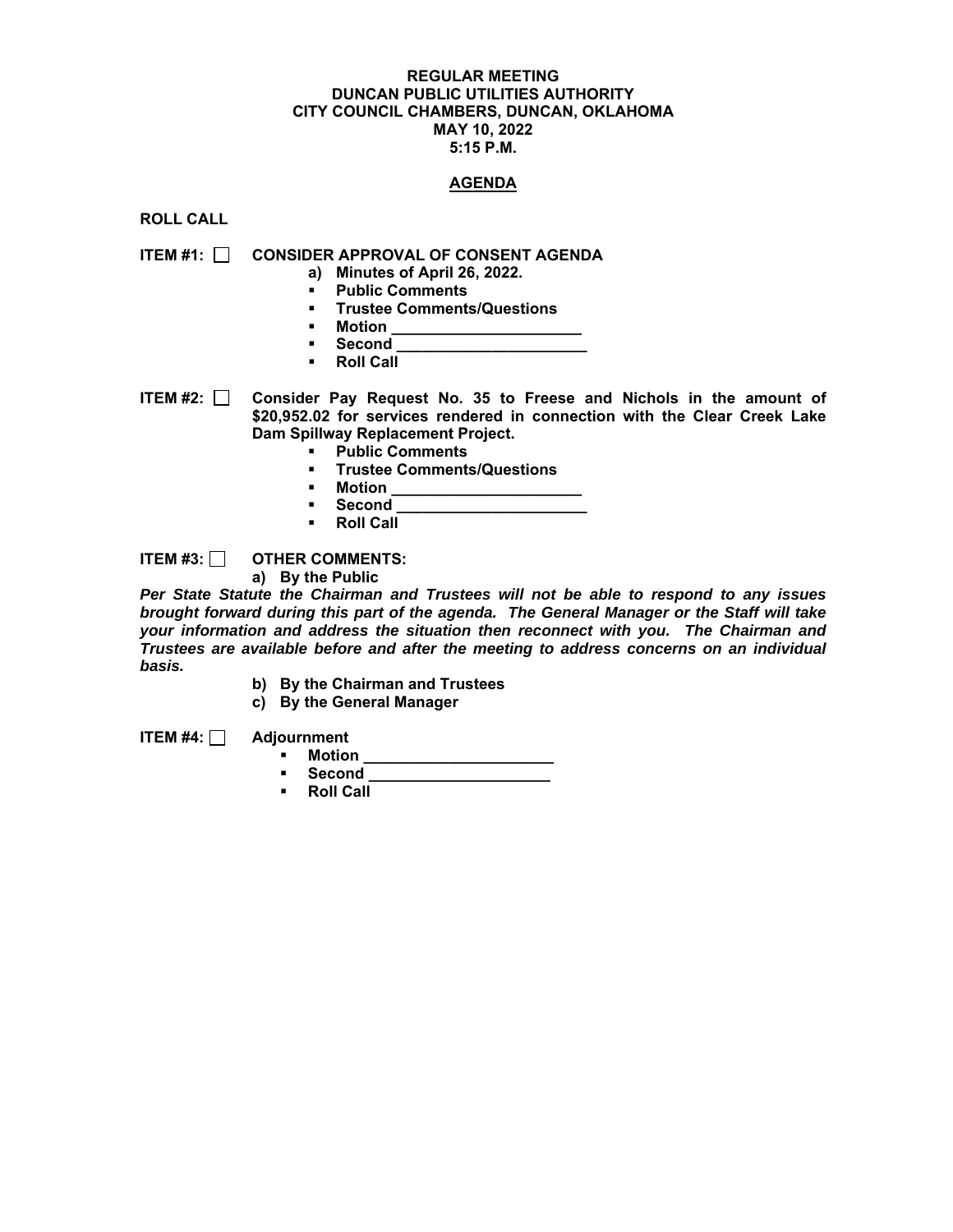**REGULAR MEETING**
**DUNCAN PUBLIC UTILITIES AUTHORITY**
**CITY COUNCIL CHAMBERS, DUNCAN, OKLAHOMA**
**MAY 10, 2022**
**5:15 P.M.**

## AGENDA

**ROLL CALL**

**ITEM #1: ☐ CONSIDER APPROVAL OF CONSENT AGENDA**

- **a) Minutes of April 26, 2022.**
  - **Public Comments**
  - **Trustee Comments/Questions**
  - **Motion ______________________**
  - **Second ______________________**
  - **Roll Call**

**ITEM #2: ☐ Consider Pay Request No. 35 to Freese and Nichols in the amount of $20,952.02 for services rendered in connection with the Clear Creek Lake Dam Spillway Replacement Project.**

- **Public Comments**
- **Trustee Comments/Questions**
- **Motion ______________________**
- **Second ______________________**
- **Roll Call**

**ITEM #3: ☐ OTHER COMMENTS:**

**a) By the Public**

***Per State Statute the Chairman and Trustees will not be able to respond to any issues brought forward during this part of the agenda. The General Manager or the Staff will take your information and address the situation then reconnect with you. The Chairman and Trustees are available before and after the meeting to address concerns on an individual basis.***

**b) By the Chairman and Trustees**

**c) By the General Manager**

**ITEM #4: ☐ Adjournment**

- **Motion ______________________**
- **Second _____________________**
- **Roll Call**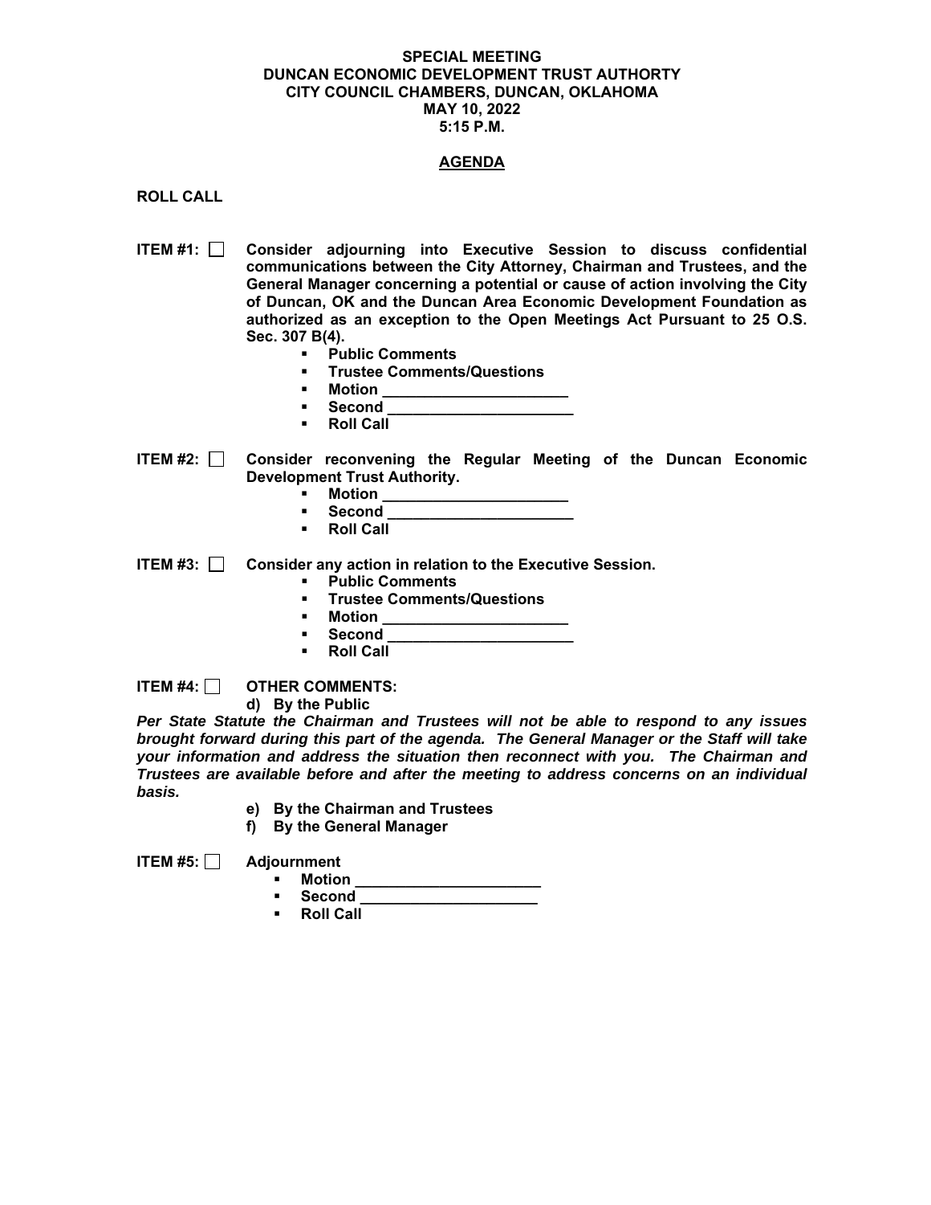**SPECIAL MEETING**
**DUNCAN ECONOMIC DEVELOPMENT TRUST AUTHORTY**
**CITY COUNCIL CHAMBERS, DUNCAN, OKLAHOMA**
**MAY 10, 2022**
**5:15 P.M.**

## AGENDA

**ROLL CALL**

**ITEM #1:** ☐ **Consider adjourning into Executive Session to discuss confidential communications between the City Attorney, Chairman and Trustees, and the General Manager concerning a potential or cause of action involving the City of Duncan, OK and the Duncan Area Economic Development Foundation as authorized as an exception to the Open Meetings Act Pursuant to 25 O.S. Sec. 307 B(4).**

- **Public Comments**
- **Trustee Comments/Questions**
- **Motion ______________________**
- **Second ______________________**
- **Roll Call**

**ITEM #2:** ☐ **Consider reconvening the Regular Meeting of the Duncan Economic Development Trust Authority.**

- **Motion ______________________**
- **Second ______________________**
- **Roll Call**

**ITEM #3:** ☐ **Consider any action in relation to the Executive Session.**

- **Public Comments**
- **Trustee Comments/Questions**
- **Motion ______________________**
- **Second ______________________**
- **Roll Call**

**ITEM #4:** ☐ **OTHER COMMENTS:**

**d) By the Public**

***Per State Statute the Chairman and Trustees will not be able to respond to any issues brought forward during this part of the agenda. The General Manager or the Staff will take your information and address the situation then reconnect with you. The Chairman and Trustees are available before and after the meeting to address concerns on an individual basis.***

**e) By the Chairman and Trustees**
**f) By the General Manager**

**ITEM #5:** ☐ **Adjournment**

- **Motion _____________________**
- **Second _____________________**
- **Roll Call**